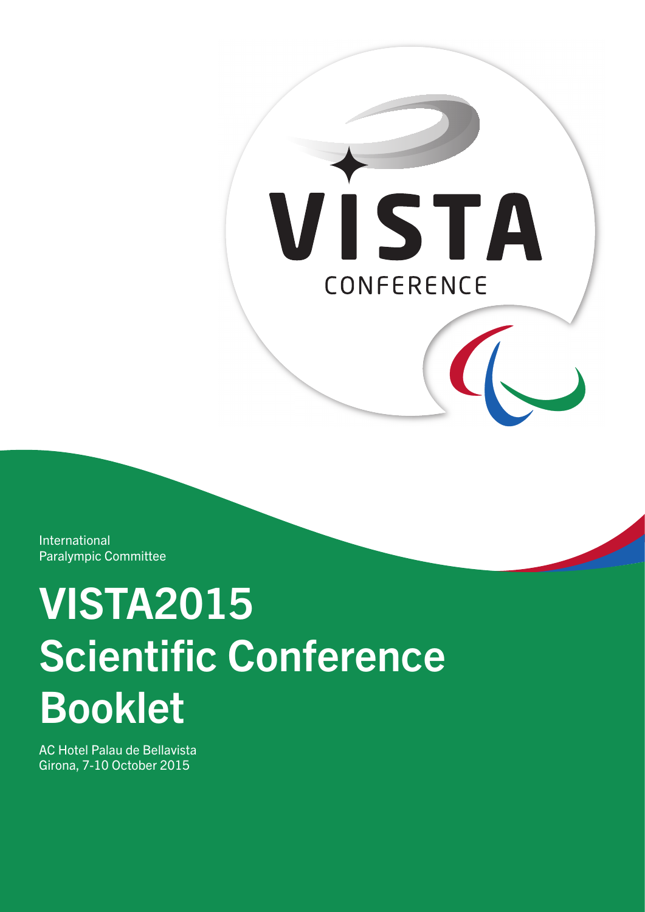VISTA

CONFERENCE

International
Paralympic Committee

# VISTA2015 Scientific Conference Booklet

AC Hotel Palau de Bellavista
Girona, 7-10 October 2015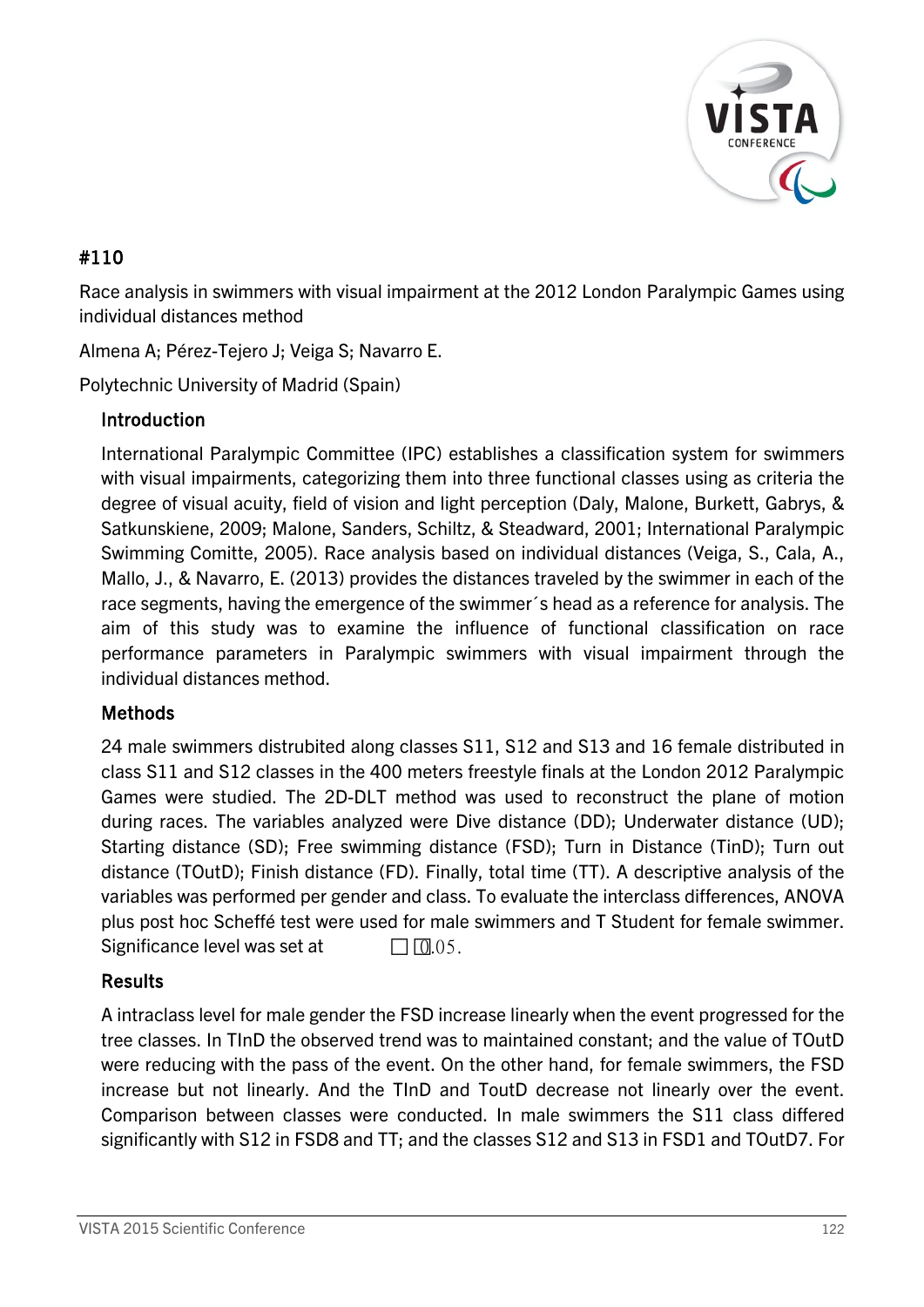#110

Race analysis in swimmers with visual impairment at the 2012 London Paralympic Games using individual distances method

Almena A; Pérez-Tejero J; Veiga S; Navarro E.

Polytechnic University of Madrid (Spain)

## Introduction

International Paralympic Committee (IPC) establishes a classification system for swimmers with visual impairments, categorizing them into three functional classes using as criteria the degree of visual acuity, field of vision and light perception (Daly, Malone, Burkett, Gabrys, & Satkunskiene, 2009; Malone, Sanders, Schiltz, & Steadward, 2001; International Paralympic Swimming Comitte, 2005). Race analysis based on individual distances (Veiga, S., Cala, A., Mallo, J., & Navarro, E. (2013) provides the distances traveled by the swimmer in each of the race segments, having the emergence of the swimmer´s head as a reference for analysis. The aim of this study was to examine the influence of functional classification on race performance parameters in Paralympic swimmers with visual impairment through the individual distances method.

## Methods

24 male swimmers distrubited along classes S11, S12 and S13 and 16 female distributed in class S11 and S12 classes in the 400 meters freestyle finals at the London 2012 Paralympic Games were studied. The 2D-DLT method was used to reconstruct the plane of motion during races. The variables analyzed were Dive distance (DD); Underwater distance (UD); Starting distance (SD); Free swimming distance (FSD); Turn in Distance (TinD); Turn out distance (TOutD); Finish distance (FD). Finally, total time (TT). A descriptive analysis of the variables was performed per gender and class. To evaluate the interclass differences, ANOVA plus post hoc Scheffé test were used for male swimmers and T Student for female swimmer. Significance level was set at □ □0.05.

## Results

A intraclass level for male gender the FSD increase linearly when the event progressed for the tree classes. In TInD the observed trend was to maintained constant; and the value of TOutD were reducing with the pass of the event. On the other hand, for female swimmers, the FSD increase but not linearly. And the TInD and ToutD decrease not linearly over the event. Comparison between classes were conducted. In male swimmers the S11 class differed significantly with S12 in FSD8 and TT; and the classes S12 and S13 in FSD1 and TOutD7. For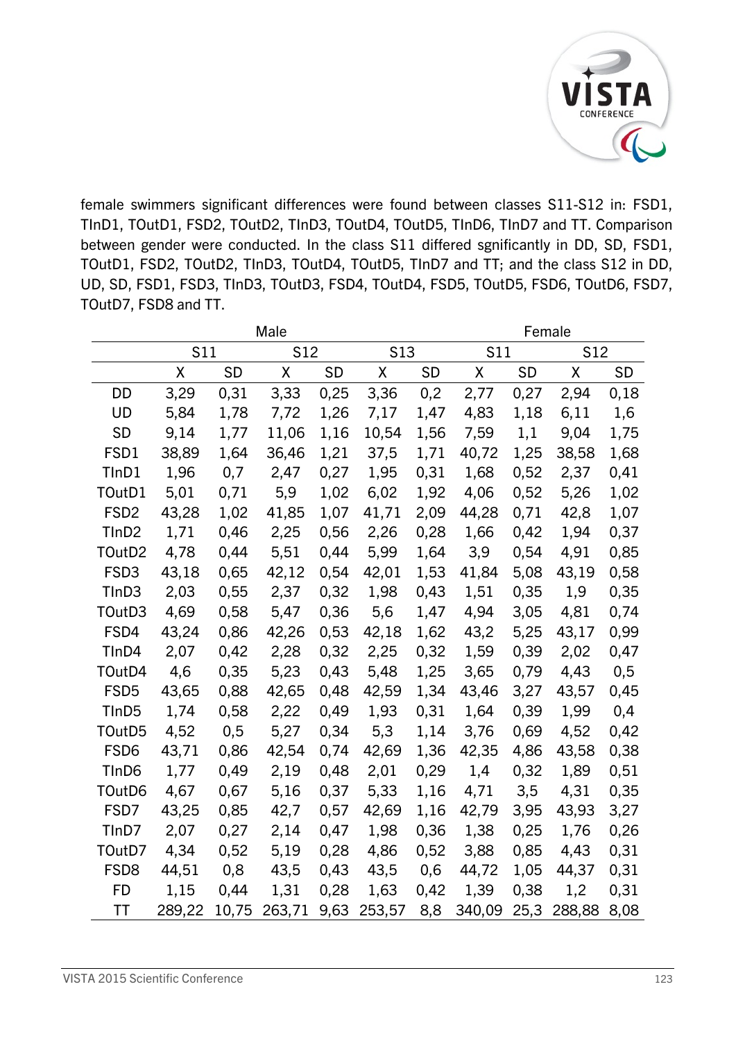female swimmers significant differences were found between classes S11-S12 in: FSD1, TInD1, TOutD1, FSD2, TOutD2, TInD3, TOutD4, TOutD5, TInD6, TInD7 and TT. Comparison between gender were conducted. In the class S11 differed sgnificantly in DD, SD, FSD1, TOutD1, FSD2, TOutD2, TInD3, TOutD4, TOutD5, TInD7 and TT; and the class S12 in DD, UD, SD, FSD1, FSD3, TInD3, TOutD3, FSD4, TOutD4, FSD5, TOutD5, FSD6, TOutD6, FSD7, TOutD7, FSD8 and TT.

| | Male | | | | | | Female | | | |
|---|---|---|---|---|---|---|---|---|---|---|
| | S11 | | S12 | | S13 | | S11 | | S12 | |
| | X | SD | X | SD | X | SD | X | SD | X | SD |
| DD | 3,29 | 0,31 | 3,33 | 0,25 | 3,36 | 0,2 | 2,77 | 0,27 | 2,94 | 0,18 |
| UD | 5,84 | 1,78 | 7,72 | 1,26 | 7,17 | 1,47 | 4,83 | 1,18 | 6,11 | 1,6 |
| SD | 9,14 | 1,77 | 11,06 | 1,16 | 10,54 | 1,56 | 7,59 | 1,1 | 9,04 | 1,75 |
| FSD1 | 38,89 | 1,64 | 36,46 | 1,21 | 37,5 | 1,71 | 40,72 | 1,25 | 38,58 | 1,68 |
| TInD1 | 1,96 | 0,7 | 2,47 | 0,27 | 1,95 | 0,31 | 1,68 | 0,52 | 2,37 | 0,41 |
| TOutD1 | 5,01 | 0,71 | 5,9 | 1,02 | 6,02 | 1,92 | 4,06 | 0,52 | 5,26 | 1,02 |
| FSD2 | 43,28 | 1,02 | 41,85 | 1,07 | 41,71 | 2,09 | 44,28 | 0,71 | 42,8 | 1,07 |
| TInD2 | 1,71 | 0,46 | 2,25 | 0,56 | 2,26 | 0,28 | 1,66 | 0,42 | 1,94 | 0,37 |
| TOutD2 | 4,78 | 0,44 | 5,51 | 0,44 | 5,99 | 1,64 | 3,9 | 0,54 | 4,91 | 0,85 |
| FSD3 | 43,18 | 0,65 | 42,12 | 0,54 | 42,01 | 1,53 | 41,84 | 5,08 | 43,19 | 0,58 |
| TInD3 | 2,03 | 0,55 | 2,37 | 0,32 | 1,98 | 0,43 | 1,51 | 0,35 | 1,9 | 0,35 |
| TOutD3 | 4,69 | 0,58 | 5,47 | 0,36 | 5,6 | 1,47 | 4,94 | 3,05 | 4,81 | 0,74 |
| FSD4 | 43,24 | 0,86 | 42,26 | 0,53 | 42,18 | 1,62 | 43,2 | 5,25 | 43,17 | 0,99 |
| TInD4 | 2,07 | 0,42 | 2,28 | 0,32 | 2,25 | 0,32 | 1,59 | 0,39 | 2,02 | 0,47 |
| TOutD4 | 4,6 | 0,35 | 5,23 | 0,43 | 5,48 | 1,25 | 3,65 | 0,79 | 4,43 | 0,5 |
| FSD5 | 43,65 | 0,88 | 42,65 | 0,48 | 42,59 | 1,34 | 43,46 | 3,27 | 43,57 | 0,45 |
| TInD5 | 1,74 | 0,58 | 2,22 | 0,49 | 1,93 | 0,31 | 1,64 | 0,39 | 1,99 | 0,4 |
| TOutD5 | 4,52 | 0,5 | 5,27 | 0,34 | 5,3 | 1,14 | 3,76 | 0,69 | 4,52 | 0,42 |
| FSD6 | 43,71 | 0,86 | 42,54 | 0,74 | 42,69 | 1,36 | 42,35 | 4,86 | 43,58 | 0,38 |
| TInD6 | 1,77 | 0,49 | 2,19 | 0,48 | 2,01 | 0,29 | 1,4 | 0,32 | 1,89 | 0,51 |
| TOutD6 | 4,67 | 0,67 | 5,16 | 0,37 | 5,33 | 1,16 | 4,71 | 3,5 | 4,31 | 0,35 |
| FSD7 | 43,25 | 0,85 | 42,7 | 0,57 | 42,69 | 1,16 | 42,79 | 3,95 | 43,93 | 3,27 |
| TInD7 | 2,07 | 0,27 | 2,14 | 0,47 | 1,98 | 0,36 | 1,38 | 0,25 | 1,76 | 0,26 |
| TOutD7 | 4,34 | 0,52 | 5,19 | 0,28 | 4,86 | 0,52 | 3,88 | 0,85 | 4,43 | 0,31 |
| FSD8 | 44,51 | 0,8 | 43,5 | 0,43 | 43,5 | 0,6 | 44,72 | 1,05 | 44,37 | 0,31 |
| FD | 1,15 | 0,44 | 1,31 | 0,28 | 1,63 | 0,42 | 1,39 | 0,38 | 1,2 | 0,31 |
| TT | 289,22 | 10,75 | 263,71 | 9,63 | 253,57 | 8,8 | 340,09 | 25,3 | 288,88 | 8,08 |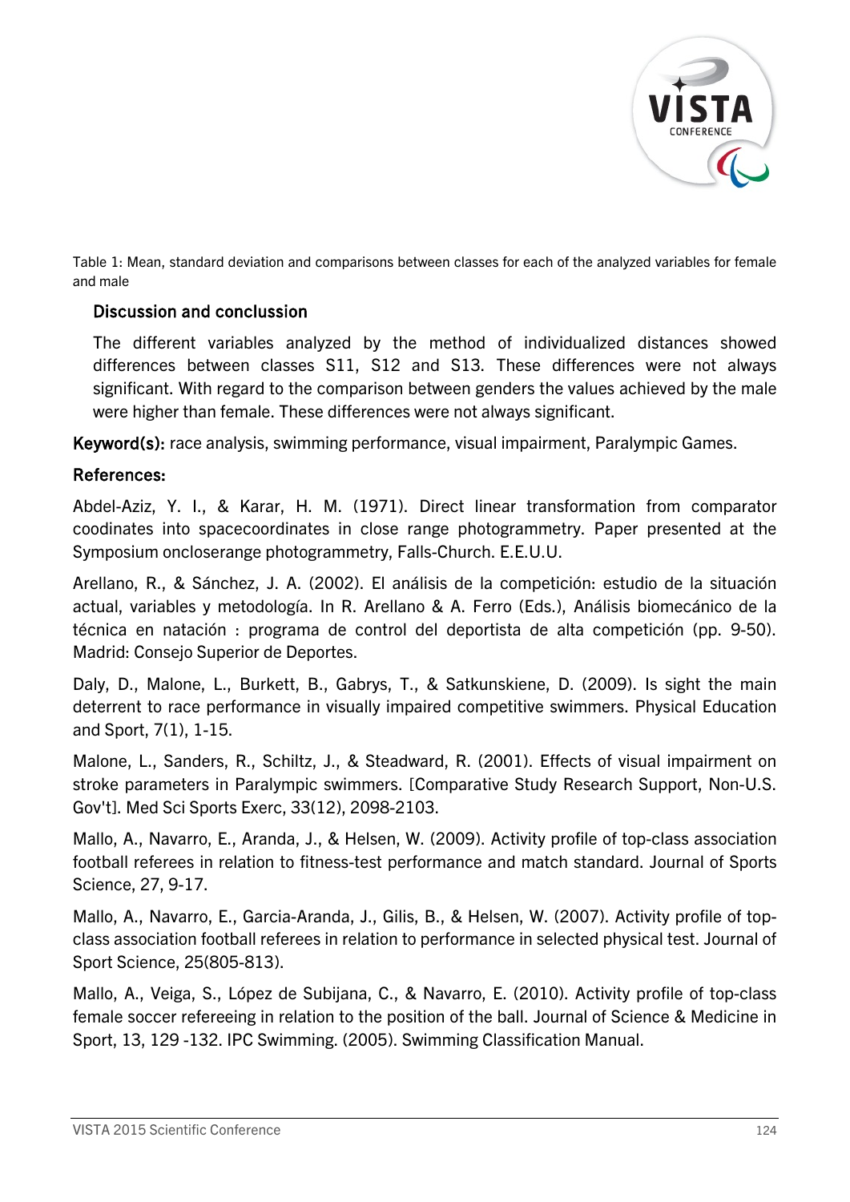Table 1: Mean, standard deviation and comparisons between classes for each of the analyzed variables for female and male

## Discussion and conclussion

The different variables analyzed by the method of individualized distances showed differences between classes S11, S12 and S13. These differences were not always significant. With regard to the comparison between genders the values achieved by the male were higher than female. These differences were not always significant.

**Keyword(s):** race analysis, swimming performance, visual impairment, Paralympic Games.

## References:

Abdel-Aziz, Y. I., & Karar, H. M. (1971). Direct linear transformation from comparator coodinates into spacecoordinates in close range photogrammetry. Paper presented at the Symposium oncloserange photogrammetry, Falls-Church. E.E.U.U.

Arellano, R., & Sánchez, J. A. (2002). El análisis de la competición: estudio de la situación actual, variables y metodología. In R. Arellano & A. Ferro (Eds.), Análisis biomecánico de la técnica en natación : programa de control del deportista de alta competición (pp. 9-50). Madrid: Consejo Superior de Deportes.

Daly, D., Malone, L., Burkett, B., Gabrys, T., & Satkunskiene, D. (2009). Is sight the main deterrent to race performance in visually impaired competitive swimmers. Physical Education and Sport, 7(1), 1-15.

Malone, L., Sanders, R., Schiltz, J., & Steadward, R. (2001). Effects of visual impairment on stroke parameters in Paralympic swimmers. [Comparative Study Research Support, Non-U.S. Gov't]. Med Sci Sports Exerc, 33(12), 2098-2103.

Mallo, A., Navarro, E., Aranda, J., & Helsen, W. (2009). Activity profile of top-class association football referees in relation to fitness-test performance and match standard. Journal of Sports Science, 27, 9-17.

Mallo, A., Navarro, E., Garcia-Aranda, J., Gilis, B., & Helsen, W. (2007). Activity profile of top-class association football referees in relation to performance in selected physical test. Journal of Sport Science, 25(805-813).

Mallo, A., Veiga, S., López de Subijana, C., & Navarro, E. (2010). Activity profile of top-class female soccer refereeing in relation to the position of the ball. Journal of Science & Medicine in Sport, 13, 129 -132. IPC Swimming. (2005). Swimming Classification Manual.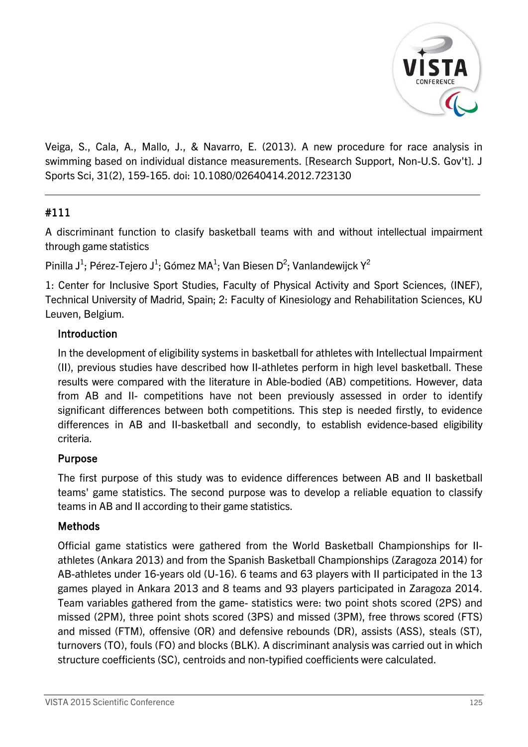Veiga, S., Cala, A., Mallo, J., & Navarro, E. (2013). A new procedure for race analysis in swimming based on individual distance measurements. [Research Support, Non-U.S. Gov't]. J Sports Sci, 31(2), 159-165. doi: 10.1080/02640414.2012.723130

---

## #111

A discriminant function to clasify basketball teams with and without intellectual impairment through game statistics

Pinilla J[1]; Pérez-Tejero J[1]; Gómez MA[1]; Van Biesen D[2]; Vanlandewijck Y[2]

1: Center for Inclusive Sport Studies, Faculty of Physical Activity and Sport Sciences, (INEF), Technical University of Madrid, Spain; 2: Faculty of Kinesiology and Rehabilitation Sciences, KU Leuven, Belgium.

### Introduction

In the development of eligibility systems in basketball for athletes with Intellectual Impairment (II), previous studies have described how II-athletes perform in high level basketball. These results were compared with the literature in Able-bodied (AB) competitions. However, data from AB and II- competitions have not been previously assessed in order to identify significant differences between both competitions. This step is needed firstly, to evidence differences in AB and II-basketball and secondly, to establish evidence-based eligibility criteria.

### Purpose

The first purpose of this study was to evidence differences between AB and II basketball teams' game statistics. The second purpose was to develop a reliable equation to classify teams in AB and II according to their game statistics.

### Methods

Official game statistics were gathered from the World Basketball Championships for II-athletes (Ankara 2013) and from the Spanish Basketball Championships (Zaragoza 2014) for AB-athletes under 16-years old (U-16). 6 teams and 63 players with II participated in the 13 games played in Ankara 2013 and 8 teams and 93 players participated in Zaragoza 2014. Team variables gathered from the game- statistics were: two point shots scored (2PS) and missed (2PM), three point shots scored (3PS) and missed (3PM), free throws scored (FTS) and missed (FTM), offensive (OR) and defensive rebounds (DR), assists (ASS), steals (ST), turnovers (TO), fouls (FO) and blocks (BLK). A discriminant analysis was carried out in which structure coefficients (SC), centroids and non-typified coefficients were calculated.